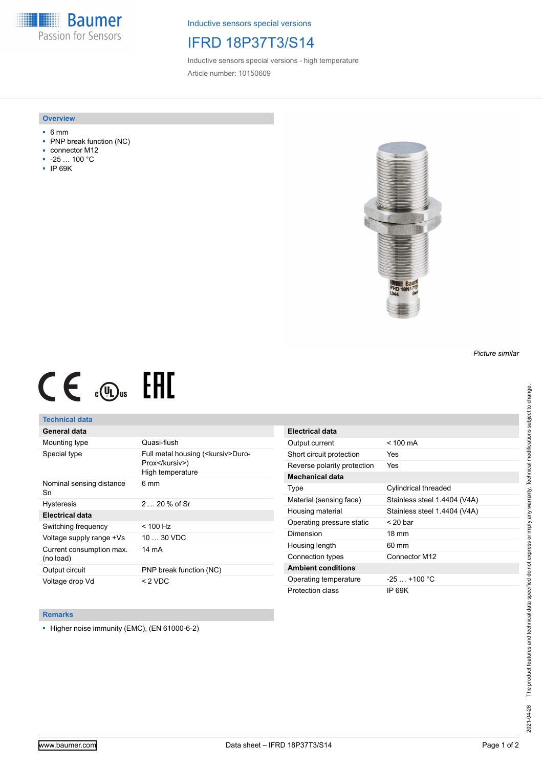Inductive sensors special versions

# IFRD 18P37T3/S14

Inductive sensors special versions - high temperature

Article number: 10150609

## Overview

- 6 mm
- PNP break function (NC)
- connector M12
- -25 … 100 °C
- IP 69K

*Picture similar*

## Technical data

| General data | |
|---|---|
| Mounting type | Quasi-flush |
| Special type | Full metal housing (<kursiv>Duro-Prox</kursiv>) High temperature |
| Nominal sensing distance Sn | 6 mm |
| Hysteresis | 2 … 20 % of Sr |
| **Electrical data** | |
| Switching frequency | < 100 Hz |
| Voltage supply range +Vs | 10 … 30 VDC |
| Current consumption max. (no load) | 14 mA |
| Output circuit | PNP break function (NC) |
| Voltage drop Vd | < 2 VDC |

| Electrical data | |
|---|---|
| Output current | < 100 mA |
| Short circuit protection | Yes |
| Reverse polarity protection | Yes |
| **Mechanical data** | |
| Type | Cylindrical threaded |
| Material (sensing face) | Stainless steel 1.4404 (V4A) |
| Housing material | Stainless steel 1.4404 (V4A) |
| Operating pressure static | < 20 bar |
| Dimension | 18 mm |
| Housing length | 60 mm |
| Connection types | Connector M12 |
| **Ambient conditions** | |
| Operating temperature | -25 … +100 °C |
| Protection class | IP 69K |

## Remarks

- Higher noise immunity (EMC), (EN 61000-6-2)

2021-04-28 The product features and technical data specified do not express or imply any warranty. Technical modifications subject to change.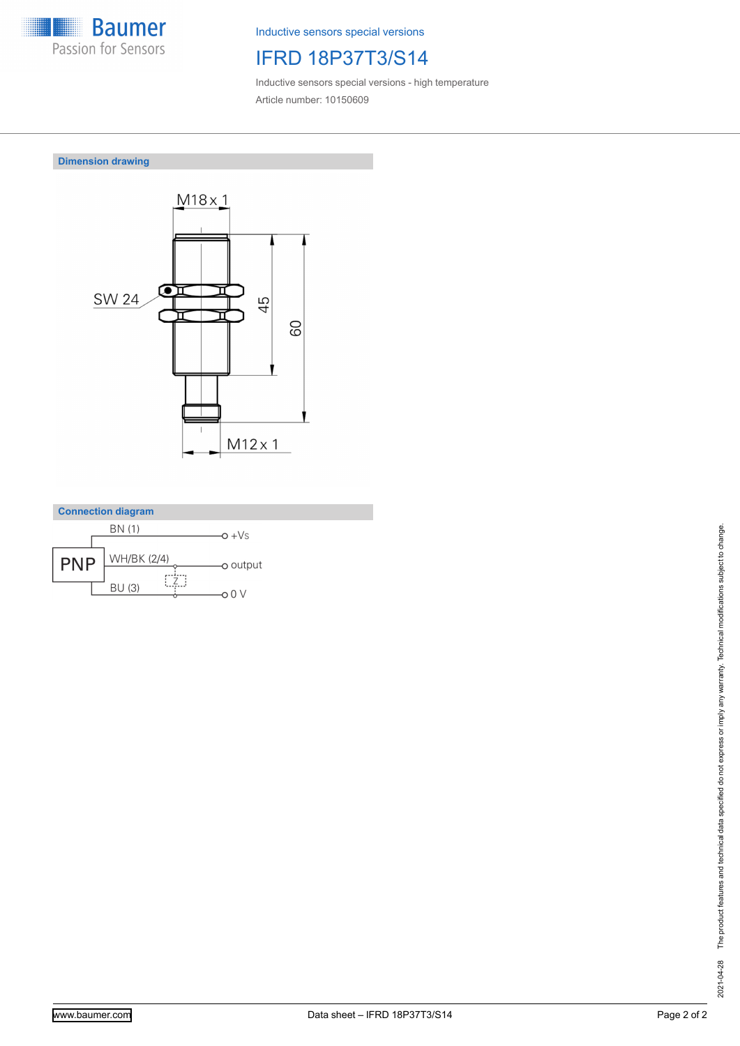Inductive sensors special versions

# IFRD 18P37T3/S14

Inductive sensors special versions - high temperature

Article number: 10150609

## Dimension drawing

M18 x 1

SW 24

45

60

M12 x 1

## Connection diagram

PNP

BN (1)

+Vs

WH/BK (2/4)

output

Z

BU (3)

0 V

2021-04-28 The product features and technical data specified do not express or imply any warranty. Technical modifications subject to change.

www.baumer.com

Data sheet – IFRD 18P37T3/S14